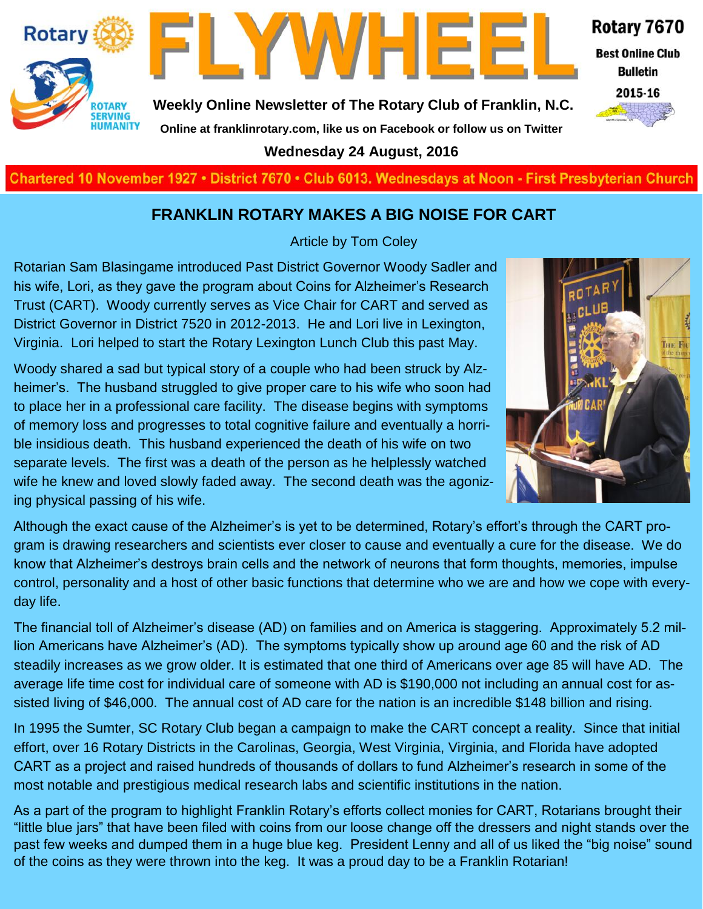# FLYWHEEL

**Rotary 7670**

**Best Online Club Bulletin 2015-16**

**Weekly Online Newsletter of The Rotary Club of Franklin, N.C.**

**Online at franklinrotary.com, like us on Facebook or follow us on Twitter**

**Wednesday 24 August, 2016**

**Chartered 10 November 1927 • District 7670 • Club 6013. Wednesdays at Noon - First Presbyterian Church**

## FRANKLIN ROTARY MAKES A BIG NOISE FOR CART

Article by Tom Coley

Rotarian Sam Blasingame introduced Past District Governor Woody Sadler and his wife, Lori, as they gave the program about Coins for Alzheimer's Research Trust (CART). Woody currently serves as Vice Chair for CART and served as District Governor in District 7520 in 2012-2013. He and Lori live in Lexington, Virginia. Lori helped to start the Rotary Lexington Lunch Club this past May.

Woody shared a sad but typical story of a couple who had been struck by Alzheimer's. The husband struggled to give proper care to his wife who soon had to place her in a professional care facility. The disease begins with symptoms of memory loss and progresses to total cognitive failure and eventually a horrible insidious death. This husband experienced the death of his wife on two separate levels. The first was a death of the person as he helplessly watched wife he knew and loved slowly faded away. The second death was the agonizing physical passing of his wife.

Although the exact cause of the Alzheimer's is yet to be determined, Rotary's effort's through the CART program is drawing researchers and scientists ever closer to cause and eventually a cure for the disease. We do know that Alzheimer's destroys brain cells and the network of neurons that form thoughts, memories, impulse control, personality and a host of other basic functions that determine who we are and how we cope with everyday life.

The financial toll of Alzheimer's disease (AD) on families and on America is staggering. Approximately 5.2 million Americans have Alzheimer's (AD). The symptoms typically show up around age 60 and the risk of AD steadily increases as we grow older. It is estimated that one third of Americans over age 85 will have AD. The average life time cost for individual care of someone with AD is $190,000 not including an annual cost for assisted living of $46,000. The annual cost of AD care for the nation is an incredible $148 billion and rising.

In 1995 the Sumter, SC Rotary Club began a campaign to make the CART concept a reality. Since that initial effort, over 16 Rotary Districts in the Carolinas, Georgia, West Virginia, Virginia, and Florida have adopted CART as a project and raised hundreds of thousands of dollars to fund Alzheimer's research in some of the most notable and prestigious medical research labs and scientific institutions in the nation.

As a part of the program to highlight Franklin Rotary's efforts collect monies for CART, Rotarians brought their "little blue jars" that have been filed with coins from our loose change off the dressers and night stands over the past few weeks and dumped them in a huge blue keg. President Lenny and all of us liked the "big noise" sound of the coins as they were thrown into the keg. It was a proud day to be a Franklin Rotarian!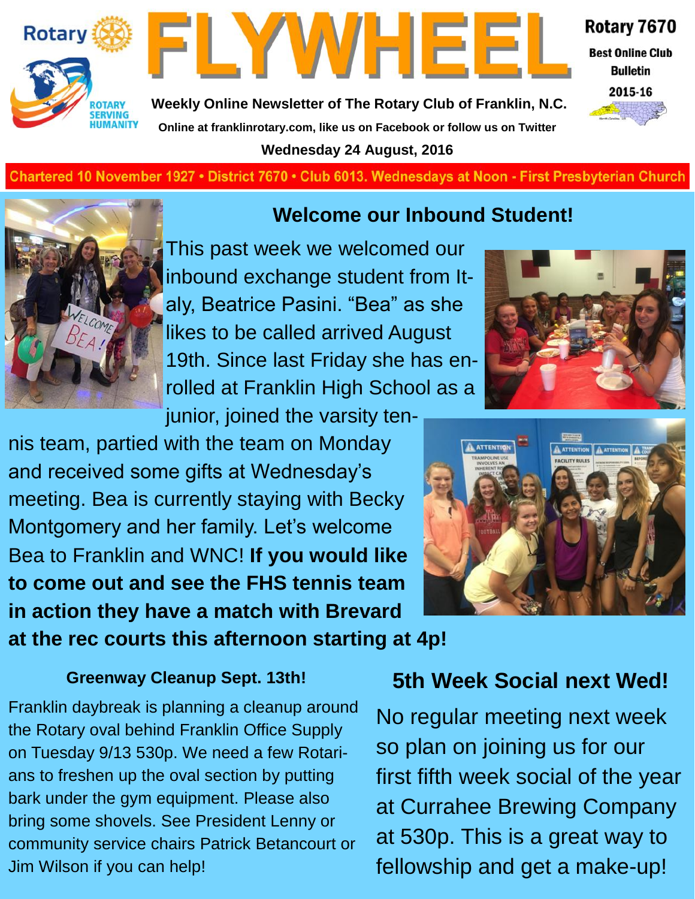# FLYWHEEL

Rotary 7670

Best Online Club Bulletin

2015-16

Weekly Online Newsletter of The Rotary Club of Franklin, N.C.

Online at franklinrotary.com, like us on Facebook or follow us on Twitter

Wednesday 24 August, 2016

Chartered 10 November 1927 • District 7670 • Club 6013. Wednesdays at Noon - First Presbyterian Church

## Welcome our Inbound Student!

This past week we welcomed our inbound exchange student from Italy, Beatrice Pasini. "Bea" as she likes to be called arrived August 19th. Since last Friday she has enrolled at Franklin High School as a junior, joined the varsity tennis team, partied with the team on Monday and received some gifts at Wednesday's meeting. Bea is currently staying with Becky Montgomery and her family. Let's welcome Bea to Franklin and WNC! **If you would like to come out and see the FHS tennis team in action they have a match with Brevard at the rec courts this afternoon starting at 4p!**

### Greenway Cleanup Sept. 13th!

Franklin daybreak is planning a cleanup around the Rotary oval behind Franklin Office Supply on Tuesday 9/13 530p. We need a few Rotarians to freshen up the oval section by putting bark under the gym equipment. Please also bring some shovels. See President Lenny or community service chairs Patrick Betancourt or Jim Wilson if you can help!

## 5th Week Social next Wed!

No regular meeting next week so plan on joining us for our first fifth week social of the year at Currahee Brewing Company at 530p. This is a great way to fellowship and get a make-up!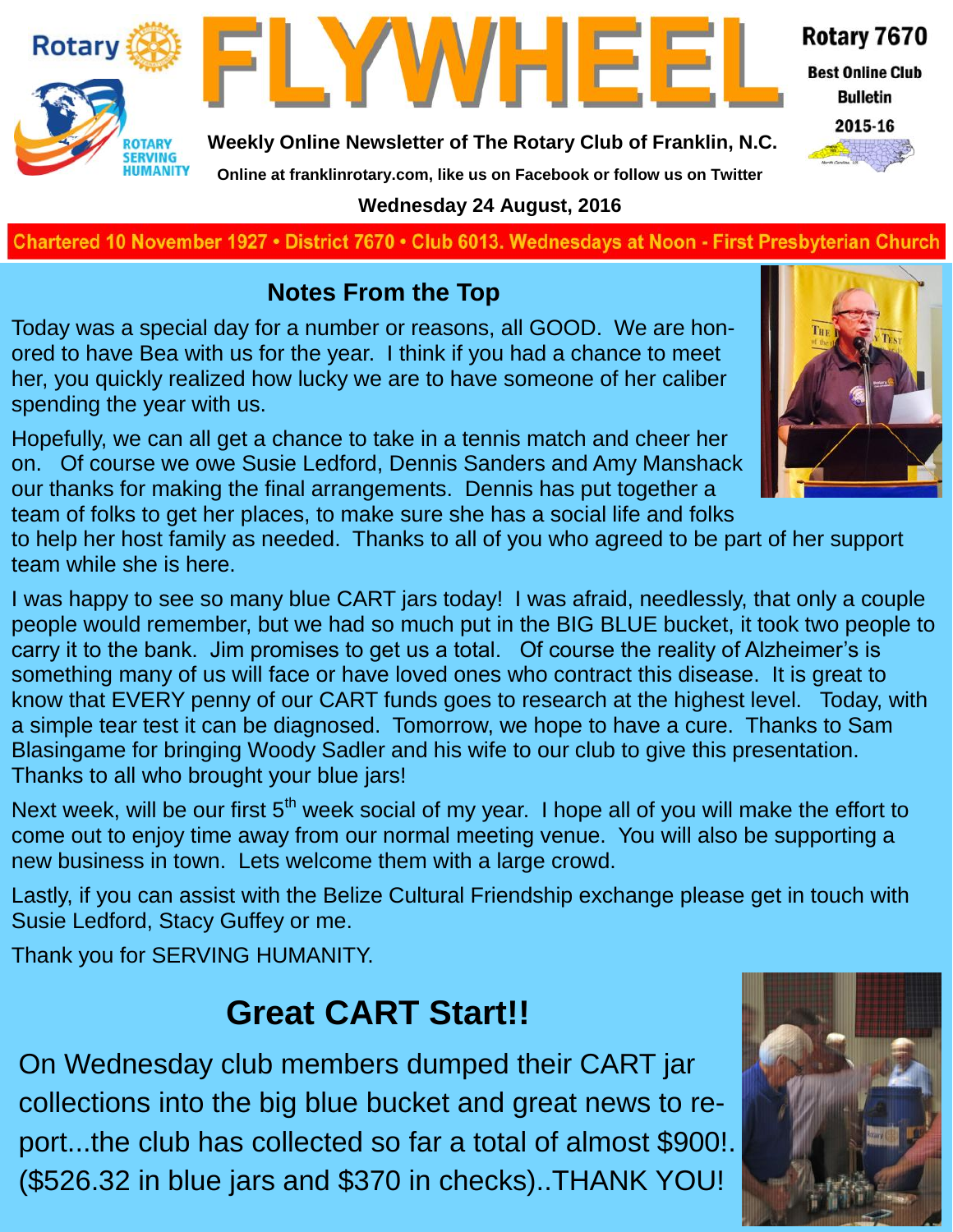# FLYWHEEL

Rotary 7670

Best Online Club Bulletin

2015-16

**Weekly Online Newsletter of The Rotary Club of Franklin, N.C.**

**Online at franklinrotary.com, like us on Facebook or follow us on Twitter**

**Wednesday 24 August, 2016**

**Chartered 10 November 1927 • District 7670 • Club 6013. Wednesdays at Noon - First Presbyterian Church**

## Notes From the Top

Today was a special day for a number or reasons, all GOOD. We are honored to have Bea with us for the year. I think if you had a chance to meet her, you quickly realized how lucky we are to have someone of her caliber spending the year with us.

Hopefully, we can all get a chance to take in a tennis match and cheer her on. Of course we owe Susie Ledford, Dennis Sanders and Amy Manshack our thanks for making the final arrangements. Dennis has put together a team of folks to get her places, to make sure she has a social life and folks to help her host family as needed. Thanks to all of you who agreed to be part of her support team while she is here.

I was happy to see so many blue CART jars today! I was afraid, needlessly, that only a couple people would remember, but we had so much put in the BIG BLUE bucket, it took two people to carry it to the bank. Jim promises to get us a total. Of course the reality of Alzheimer's is something many of us will face or have loved ones who contract this disease. It is great to know that EVERY penny of our CART funds goes to research at the highest level. Today, with a simple tear test it can be diagnosed. Tomorrow, we hope to have a cure. Thanks to Sam Blasingame for bringing Woody Sadler and his wife to our club to give this presentation. Thanks to all who brought your blue jars!

Next week, will be our first 5th week social of my year. I hope all of you will make the effort to come out to enjoy time away from our normal meeting venue. You will also be supporting a new business in town. Lets welcome them with a large crowd.

Lastly, if you can assist with the Belize Cultural Friendship exchange please get in touch with Susie Ledford, Stacy Guffey or me.

Thank you for SERVING HUMANITY.

# Great CART Start!!

On Wednesday club members dumped their CART jar collections into the big blue bucket and great news to report...the club has collected so far a total of almost $900!. ($526.32 in blue jars and $370 in checks)..THANK YOU!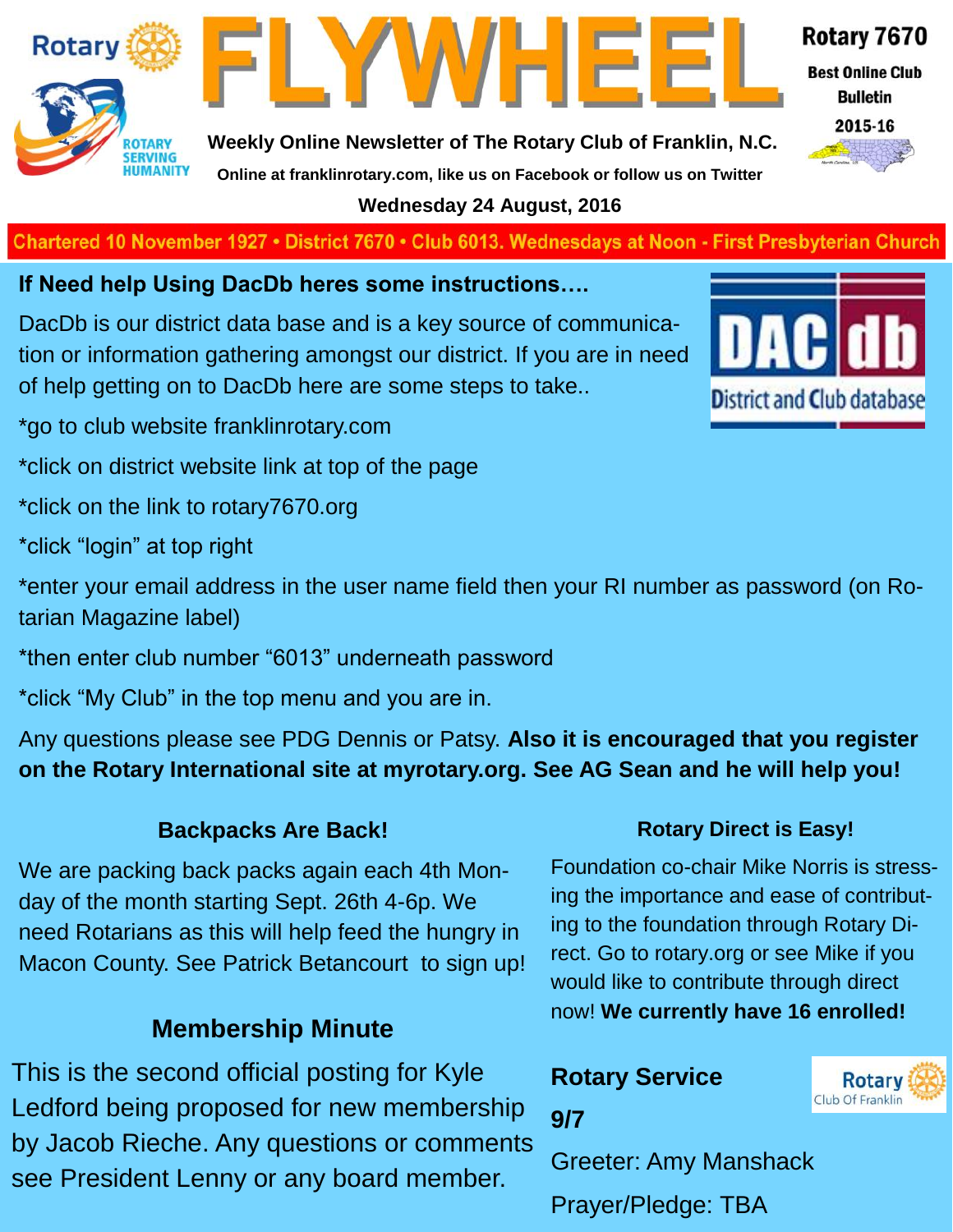# FLYWHEEL

Rotary 7670

Best Online Club Bulletin

2015-16

**Weekly Online Newsletter of The Rotary Club of Franklin, N.C.**

**Online at franklinrotary.com, like us on Facebook or follow us on Twitter**

**Wednesday 24 August, 2016**

**Chartered 10 November 1927 • District 7670 • Club 6013. Wednesdays at Noon - First Presbyterian Church**

### If Need help Using DacDb heres some instructions….

DacDb is our district data base and is a key source of communication or information gathering amongst our district. If you are in need of help getting on to DacDb here are some steps to take..

*go to club website franklinrotary.com

*click on district website link at top of the page

*click on the link to rotary7670.org

*click "login" at top right

*enter your email address in the user name field then your RI number as password (on Rotarian Magazine label)

*then enter club number "6013" underneath password

*click "My Club" in the top menu and you are in.

Any questions please see PDG Dennis or Patsy. **Also it is encouraged that you register on the Rotary International site at myrotary.org. See AG Sean and he will help you!**

### Backpacks Are Back!

We are packing back packs again each 4th Monday of the month starting Sept. 26th 4-6p. We need Rotarians as this will help feed the hungry in Macon County. See Patrick Betancourt to sign up!

### Membership Minute

This is the second official posting for Kyle Ledford being proposed for new membership by Jacob Rieche. Any questions or comments see President Lenny or any board member.

### Rotary Direct is Easy!

Foundation co-chair Mike Norris is stressing the importance and ease of contributing to the foundation through Rotary Direct. Go to rotary.org or see Mike if you would like to contribute through direct now! **We currently have 16 enrolled!**

### Rotary Service

**9/7**

Greeter: Amy Manshack

Prayer/Pledge: TBA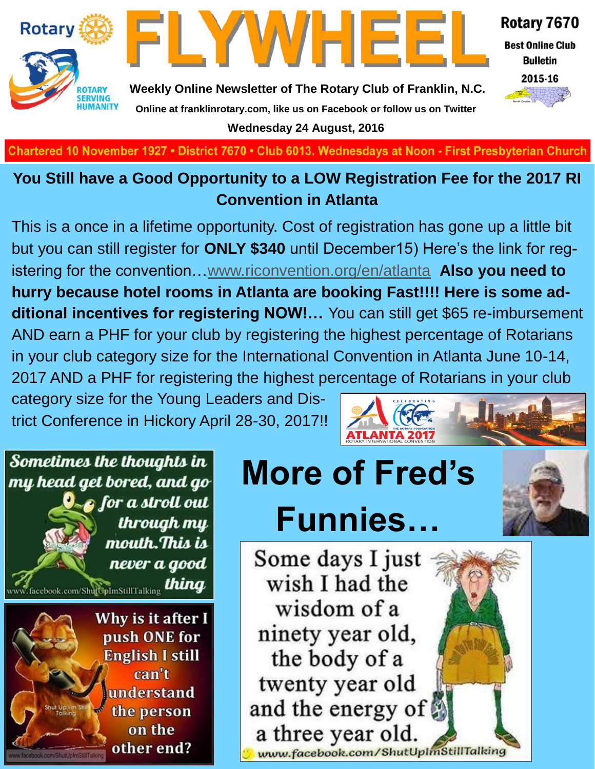# FLYWHEEL

Rotary 7670

Best Online Club Bulletin 2015-16

**Weekly Online Newsletter of The Rotary Club of Franklin, N.C.**

**Online at franklinrotary.com, like us on Facebook or follow us on Twitter**

**Wednesday 24 August, 2016**

Chartered 10 November 1927 • District 7670 • Club 6013. Wednesdays at Noon - First Presbyterian Church

## You Still have a Good Opportunity to a LOW Registration Fee for the 2017 RI Convention in Atlanta

This is a once in a lifetime opportunity. Cost of registration has gone up a little bit but you can still register for **ONLY $340** until December15) Here's the link for registering for the convention…www.riconvention.org/en/atlanta **Also you need to hurry because hotel rooms in Atlanta are booking Fast!!!! Here is some additional incentives for registering NOW!…** You can still get $65 re-imbursement AND earn a PHF for your club by registering the highest percentage of Rotarians in your club category size for the International Convention in Atlanta June 10-14, 2017 AND a PHF for registering the highest percentage of Rotarians in your club category size for the Young Leaders and District Conference in Hickory April 28-30, 2017!!

# More of Fred's Funnies…

Sometimes the thoughts in my head get bored, and go for a stroll out through my mouth. This is never a good thing

Why is it after I push ONE for English I still can't understand the person on the other end?

Some days I just wish I had the wisdom of a ninety year old, the body of a twenty year old and the energy of a three year old.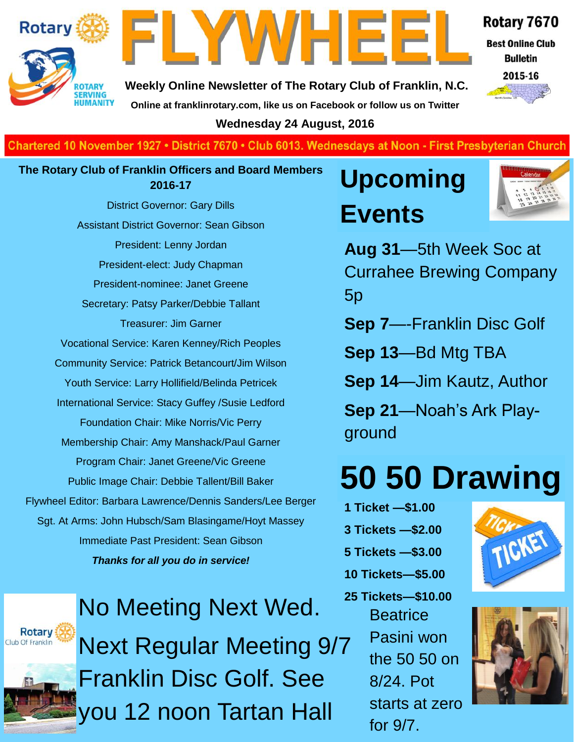Rotary

# FLYWHEEL

**Rotary 7670**

**Best Online Club Bulletin 2015-16**

ROTARY SERVING HUMANITY

**Weekly Online Newsletter of The Rotary Club of Franklin, N.C.**

**Online at franklinrotary.com, like us on Facebook or follow us on Twitter**

**Wednesday 24 August, 2016**

Chartered 10 November 1927 • District 7670 • Club 6013. Wednesdays at Noon - First Presbyterian Church

**The Rotary Club of Franklin Officers and Board Members 2016-17**

District Governor: Gary Dills

Assistant District Governor: Sean Gibson

President: Lenny Jordan

President-elect: Judy Chapman

President-nominee: Janet Greene

Secretary: Patsy Parker/Debbie Tallant

Treasurer: Jim Garner

Vocational Service: Karen Kenney/Rich Peoples

Community Service: Patrick Betancourt/Jim Wilson

Youth Service: Larry Hollifield/Belinda Petricek

International Service: Stacy Guffey /Susie Ledford

Foundation Chair: Mike Norris/Vic Perry

Membership Chair: Amy Manshack/Paul Garner

Program Chair: Janet Greene/Vic Greene

Public Image Chair: Debbie Tallent/Bill Baker

Flywheel Editor: Barbara Lawrence/Dennis Sanders/Lee Berger

Sgt. At Arms: John Hubsch/Sam Blasingame/Hoyt Massey

Immediate Past President: Sean Gibson

***Thanks for all you do in service!***

Rotary Club Of Franklin

No Meeting Next Wed.

Next Regular Meeting 9/7 Franklin Disc Golf. See you 12 noon Tartan Hall

## Upcoming Events

**Aug 31**—5th Week Soc at Currahee Brewing Company 5p

**Sep 7**—-Franklin Disc Golf

**Sep 13**—Bd Mtg TBA

**Sep 14**—Jim Kautz, Author

**Sep 21**—Noah's Ark Play-ground

## 50 50 Drawing

**1 Ticket —$1.00**

**3 Tickets —$2.00**

**5 Tickets —$3.00**

**10 Tickets—$5.00**

**25 Tickets—$10.00**

Beatrice Pasini won the 50 50 on 8/24. Pot starts at zero for 9/7.